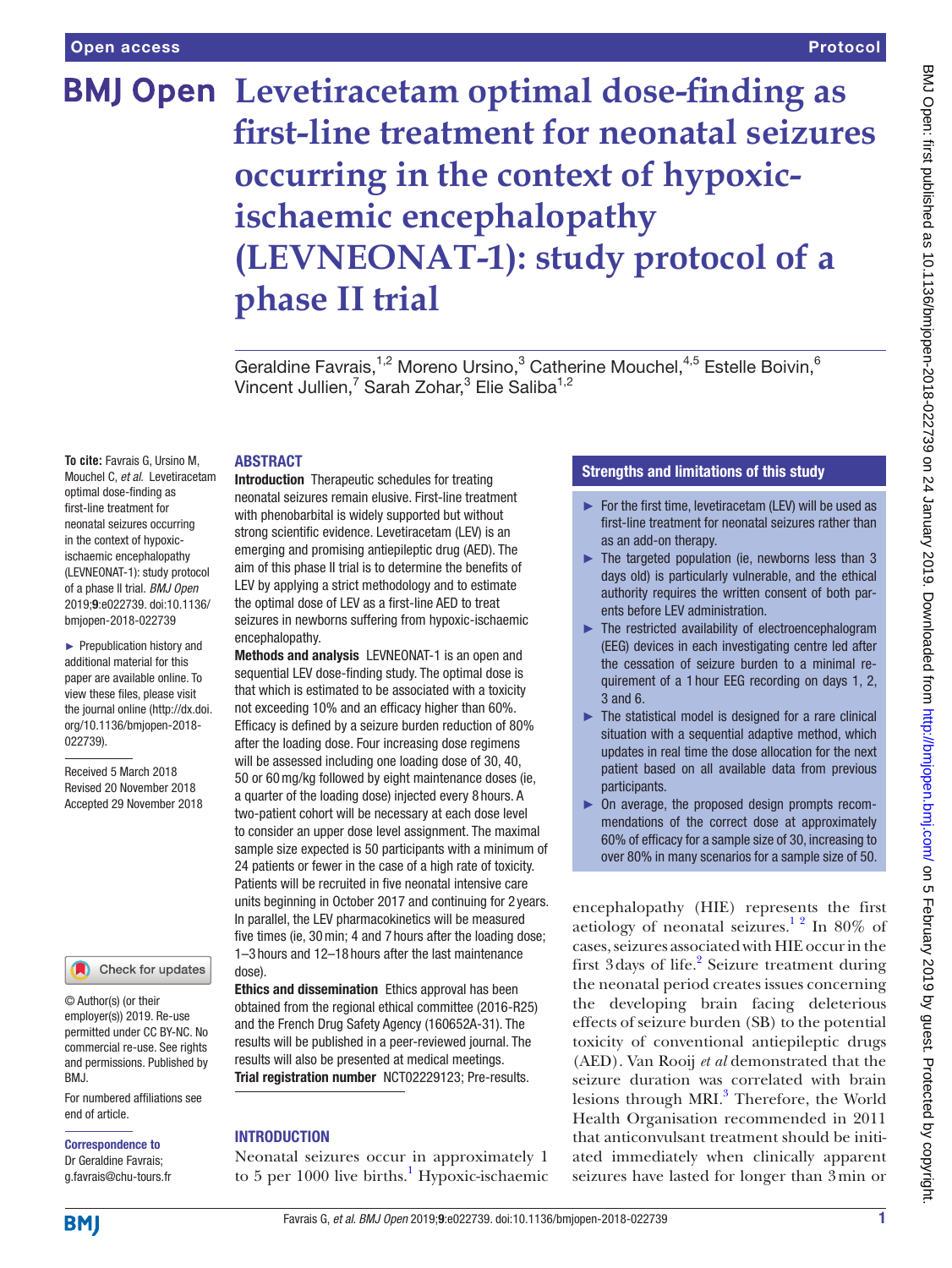# Levetiracetam optimal dose-finding as first-line treatment for neonatal seizures occurring in the context of hypoxic-ischaemic encephalopathy (LEVNEONAT-1): study protocol of a phase II trial

Geraldine Favrais,[1,2] Moreno Ursino,[3] Catherine Mouchel,[4,5] Estelle Boivin,[6] Vincent Jullien,[7] Sarah Zohar,[3] Elie Saliba[1,2]

**To cite:** Favrais G, Ursino M, Mouchel C, *et al*. Levetiracetam optimal dose-finding as first-line treatment for neonatal seizures occurring in the context of hypoxic-ischaemic encephalopathy (LEVNEONAT-1): study protocol of a phase II trial. *BMJ Open* 2019;**9**:e022739. doi:10.1136/bmjopen-2018-022739

► Prepublication history and additional material for this paper are available online. To view these files, please visit the journal online (http://dx.doi.org/10.1136/bmjopen-2018-022739).

Received 5 March 2018
Revised 20 November 2018
Accepted 29 November 2018

© Author(s) (or their employer(s)) 2019. Re-use permitted under CC BY-NC. No commercial re-use. See rights and permissions. Published by BMJ.

For numbered affiliations see end of article.

**Correspondence to**
Dr Geraldine Favrais;
g.favrais@chu-tours.fr

## ABSTRACT

**Introduction** Therapeutic schedules for treating neonatal seizures remain elusive. First-line treatment with phenobarbital is widely supported but without strong scientific evidence. Levetiracetam (LEV) is an emerging and promising antiepileptic drug (AED). The aim of this phase II trial is to determine the benefits of LEV by applying a strict methodology and to estimate the optimal dose of LEV as a first-line AED to treat seizures in newborns suffering from hypoxic-ischaemic encephalopathy.

**Methods and analysis** LEVNEONAT-1 is an open and sequential LEV dose-finding study. The optimal dose is that which is estimated to be associated with a toxicity not exceeding 10% and an efficacy higher than 60%. Efficacy is defined by a seizure burden reduction of 80% after the loading dose. Four increasing dose regimens will be assessed including one loading dose of 30, 40, 50 or 60 mg/kg followed by eight maintenance doses (ie, a quarter of the loading dose) injected every 8 hours. A two-patient cohort will be necessary at each dose level to consider an upper dose level assignment. The maximal sample size expected is 50 participants with a minimum of 24 patients or fewer in the case of a high rate of toxicity. Patients will be recruited in five neonatal intensive care units beginning in October 2017 and continuing for 2 years. In parallel, the LEV pharmacokinetics will be measured five times (ie, 30 min; 4 and 7 hours after the loading dose; 1–3 hours and 12–18 hours after the last maintenance dose).

**Ethics and dissemination** Ethics approval has been obtained from the regional ethical committee (2016-R25) and the French Drug Safety Agency (160652A-31). The results will be published in a peer-reviewed journal. The results will also be presented at medical meetings.

**Trial registration number** NCT02229123; Pre-results.

## Strengths and limitations of this study

- ► For the first time, levetiracetam (LEV) will be used as first-line treatment for neonatal seizures rather than as an add-on therapy.
- ► The targeted population (ie, newborns less than 3 days old) is particularly vulnerable, and the ethical authority requires the written consent of both parents before LEV administration.
- ► The restricted availability of electroencephalogram (EEG) devices in each investigating centre led after the cessation of seizure burden to a minimal requirement of a 1 hour EEG recording on days 1, 2, 3 and 6.
- ► The statistical model is designed for a rare clinical situation with a sequential adaptive method, which updates in real time the dose allocation for the next patient based on all available data from previous participants.
- ► On average, the proposed design prompts recommendations of the correct dose at approximately 60% of efficacy for a sample size of 30, increasing to over 80% in many scenarios for a sample size of 50.

## INTRODUCTION

Neonatal seizures occur in approximately 1 to 5 per 1000 live births.[1] Hypoxic-ischaemic encephalopathy (HIE) represents the first aetiology of neonatal seizures.[1 2] In 80% of cases, seizures associated with HIE occur in the first 3 days of life.[2] Seizure treatment during the neonatal period creates issues concerning the developing brain facing deleterious effects of seizure burden (SB) to the potential toxicity of conventional antiepileptic drugs (AED). Van Rooij *et al* demonstrated that the seizure duration was correlated with brain lesions through MRI.[3] Therefore, the World Health Organisation recommended in 2011 that anticonvulsant treatment should be initiated immediately when clinically apparent seizures have lasted for longer than 3 min or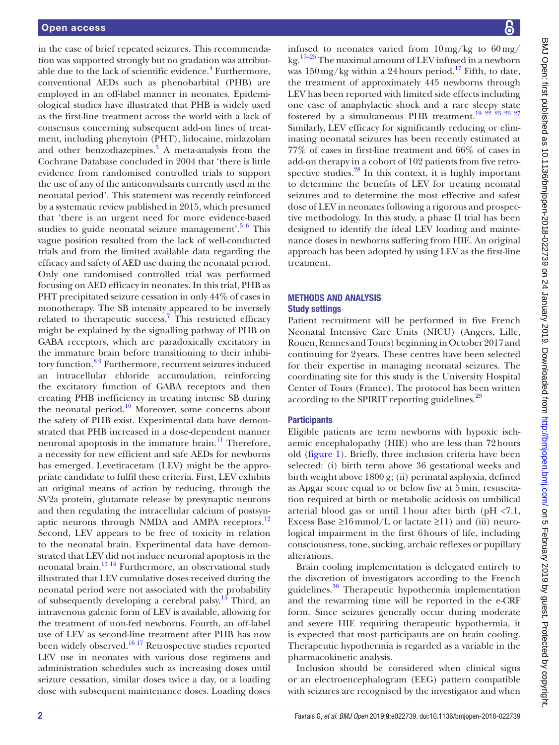in the case of brief repeated seizures. This recommendation was supported strongly but no gradation was attributable due to the lack of scientific evidence.[4] Furthermore, conventional AEDs such as phenobarbital (PHB) are employed in an off-label manner in neonates. Epidemiological studies have illustrated that PHB is widely used as the first-line treatment across the world with a lack of consensus concerning subsequent add-on lines of treatment, including phenytoin (PHT), lidocaine, midazolam and other benzodiazepines.[5] A meta-analysis from the Cochrane Database concluded in 2004 that 'there is little evidence from randomised controlled trials to support the use of any of the anticonvulsants currently used in the neonatal period'. This statement was recently reinforced by a systematic review published in 2015, which presumed that 'there is an urgent need for more evidence-based studies to guide neonatal seizure management'.[5,6] This vague position resulted from the lack of well-conducted trials and from the limited available data regarding the efficacy and safety of AED use during the neonatal period. Only one randomised controlled trial was performed focusing on AED efficacy in neonates. In this trial, PHB as PHT precipitated seizure cessation in only 44% of cases in monotherapy. The SB intensity appeared to be inversely related to therapeutic success.[7] This restricted efficacy might be explained by the signalling pathway of PHB on GABA receptors, which are paradoxically excitatory in the immature brain before transitioning to their inhibitory function.[8,9] Furthermore, recurrent seizures induced an intracellular chloride accumulation, reinforcing the excitatory function of GABA receptors and then creating PHB inefficiency in treating intense SB during the neonatal period.[10] Moreover, some concerns about the safety of PHB exist. Experimental data have demonstrated that PHB increased in a dose-dependent manner neuronal apoptosis in the immature brain.[11] Therefore, a necessity for new efficient and safe AEDs for newborns has emerged. Levetiracetam (LEV) might be the appropriate candidate to fulfil these criteria. First, LEV exhibits an original means of action by reducing, through the SV2a protein, glutamate release by presynaptic neurons and then regulating the intracellular calcium of postsynaptic neurons through NMDA and AMPA receptors.[12] Second, LEV appears to be free of toxicity in relation to the neonatal brain. Experimental data have demonstrated that LEV did not induce neuronal apoptosis in the neonatal brain.[13,14] Furthermore, an observational study illustrated that LEV cumulative doses received during the neonatal period were not associated with the probability of subsequently developing a cerebral palsy.[15] Third, an intravenous galenic form of LEV is available, allowing for the treatment of non-fed newborns. Fourth, an off-label use of LEV as second-line treatment after PHB has now been widely observed.[16,17] Retrospective studies reported LEV use in neonates with various dose regimens and administration schedules such as increasing doses until seizure cessation, similar doses twice a day, or a loading dose with subsequent maintenance doses. Loading doses infused to neonates varied from 10 mg/kg to 60 mg/kg.[17–25] The maximal amount of LEV infused in a newborn was 150 mg/kg within a 24 hours period.[17] Fifth, to date, the treatment of approximately 445 newborns through LEV has been reported with limited side effects including one case of anaphylactic shock and a rare sleepy state fostered by a simultaneous PHB treatment.[19,22,23,26,27] Similarly, LEV efficacy for significantly reducing or eliminating neonatal seizures has been recently estimated at 77% of cases in first-line treatment and 66% of cases in add-on therapy in a cohort of 102 patients from five retrospective studies.[28] In this context, it is highly important to determine the benefits of LEV for treating neonatal seizures and to determine the most effective and safest dose of LEV in neonates following a rigorous and prospective methodology. In this study, a phase II trial has been designed to identify the ideal LEV loading and maintenance doses in newborns suffering from HIE. An original approach has been adopted by using LEV as the first-line treatment.

## METHODS AND ANALYSIS

### Study settings

Patient recruitment will be performed in five French Neonatal Intensive Care Units (NICU) (Angers, Lille, Rouen, Rennes and Tours) beginning in October 2017 and continuing for 2 years. These centres have been selected for their expertise in managing neonatal seizures. The coordinating site for this study is the University Hospital Center of Tours (France). The protocol has been written according to the SPIRIT reporting guidelines.[29]

### Participants

Eligible patients are term newborns with hypoxic ischaemic encephalopathy (HIE) who are less than 72 hours old (figure 1). Briefly, three inclusion criteria have been selected: (i) birth term above 36 gestational weeks and birth weight above 1800 g; (ii) perinatal asphyxia, defined as Apgar score equal to or below five at 5 min, resuscitation required at birth or metabolic acidosis on umbilical arterial blood gas or until 1 hour after birth (pH <7.1, Excess Base ≥16 mmol/L or lactate ≥11) and (iii) neurological impairment in the first 6 hours of life, including consciousness, tone, sucking, archaic reflexes or pupillary alterations.

Brain cooling implementation is delegated entirely to the discretion of investigators according to the French guidelines.[30] Therapeutic hypothermia implementation and the rewarming time will be reported in the e-CRF form. Since seizures generally occur during moderate and severe HIE requiring therapeutic hypothermia, it is expected that most participants are on brain cooling. Therapeutic hypothermia is regarded as a variable in the pharmacokinetic analysis.

Inclusion should be considered when clinical signs or an electroencephalogram (EEG) pattern compatible with seizures are recognised by the investigator and when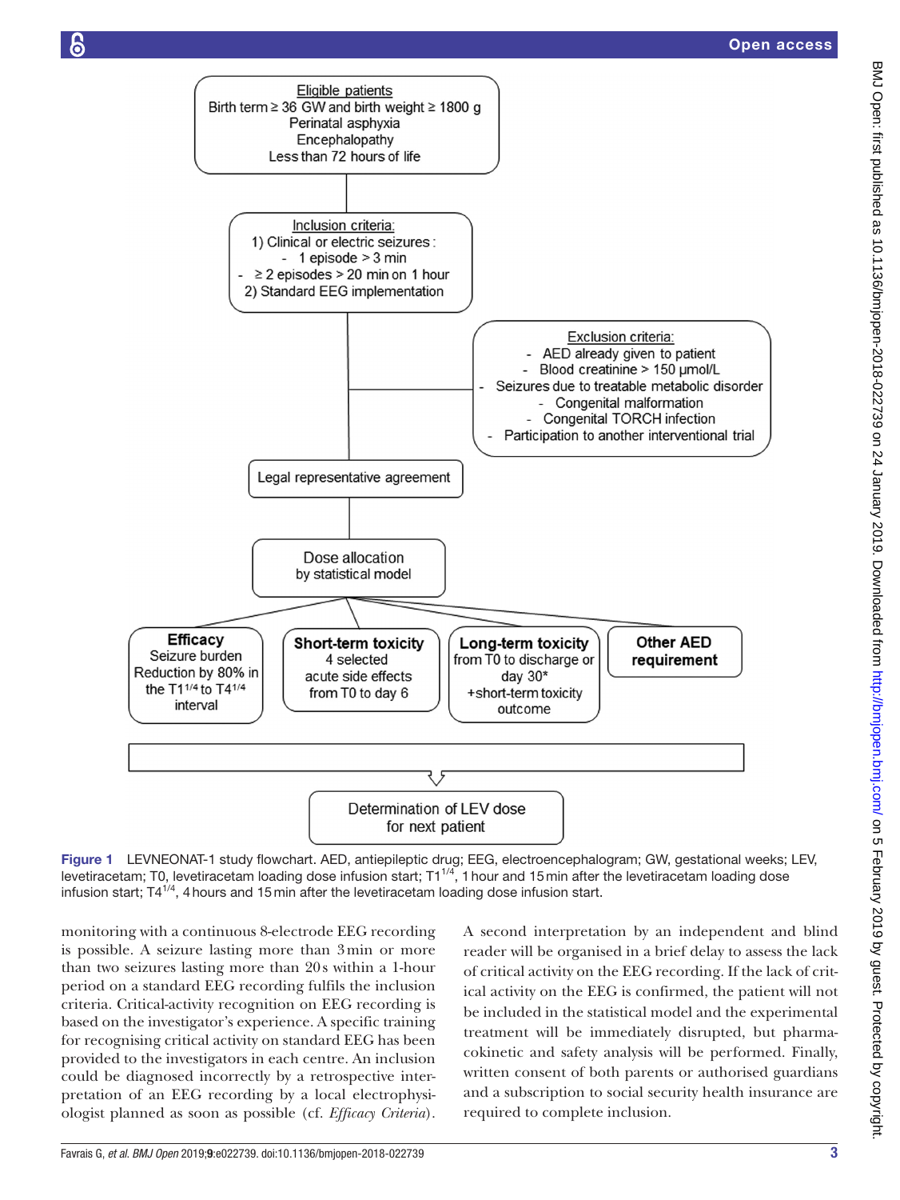Eligible patients
Birth term ≥ 36 GW and birth weight ≥ 1800 g
Perinatal asphyxia
Encephalopathy
Less than 72 hours of life

Inclusion criteria:
1) Clinical or electric seizures :
- 1 episode > 3 min
- ≥ 2 episodes > 20 min on 1 hour
2) Standard EEG implementation

Exclusion criteria:
- AED already given to patient
- Blood creatinine > 150 µmol/L
- Seizures due to treatable metabolic disorder
- Congenital malformation
- Congenital TORCH infection
- Participation to another interventional trial

Legal representative agreement

Dose allocation by statistical model

**Efficacy** Seizure burden Reduction by 80% in the $T1^{1/4}$ to $T4^{1/4}$ interval

**Short-term toxicity** 4 selected acute side effects from T0 to day 6

**Long-term toxicity** from T0 to discharge or day 30* +short-term toxicity outcome

**Other AED requirement**

Determination of LEV dose for next patient

**Figure 1** LEVNEONAT-1 study flowchart. AED, antiepileptic drug; EEG, electroencephalogram; GW, gestational weeks; LEV, levetiracetam; T0, levetiracetam loading dose infusion start; $T1^{1/4}$, 1 hour and 15 min after the levetiracetam loading dose infusion start; $T4^{1/4}$, 4 hours and 15 min after the levetiracetam loading dose infusion start.

monitoring with a continuous 8-electrode EEG recording is possible. A seizure lasting more than 3 min or more than two seizures lasting more than 20 s within a 1-hour period on a standard EEG recording fulfils the inclusion criteria. Critical-activity recognition on EEG recording is based on the investigator's experience. A specific training for recognising critical activity on standard EEG has been provided to the investigators in each centre. An inclusion could be diagnosed incorrectly by a retrospective interpretation of an EEG recording by a local electrophysiologist planned as soon as possible (cf. *Efficacy Criteria*). A second interpretation by an independent and blind reader will be organised in a brief delay to assess the lack of critical activity on the EEG recording. If the lack of critical activity on the EEG is confirmed, the patient will not be included in the statistical model and the experimental treatment will be immediately disrupted, but pharmacokinetic and safety analysis will be performed. Finally, written consent of both parents or authorised guardians and a subscription to social security health insurance are required to complete inclusion.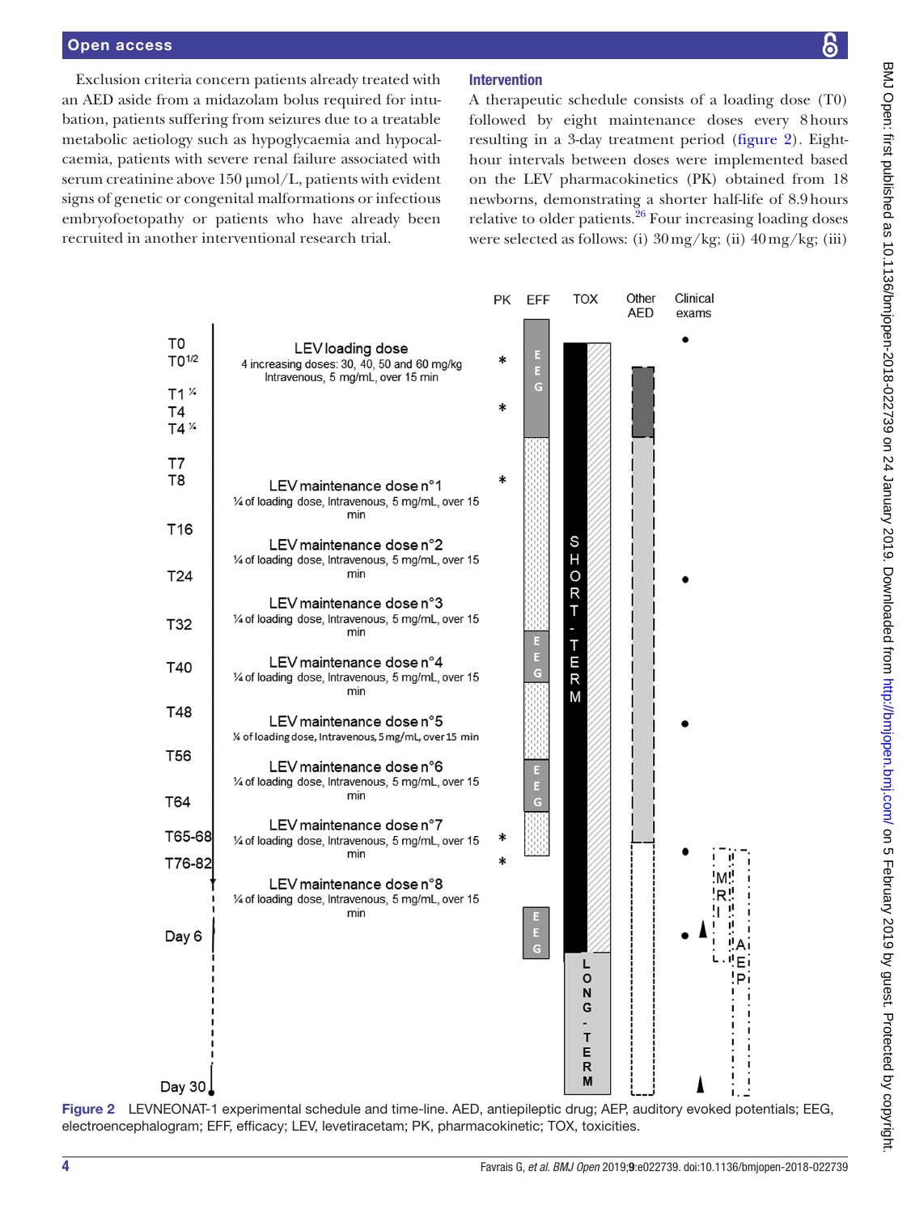Exclusion criteria concern patients already treated with an AED aside from a midazolam bolus required for intubation, patients suffering from seizures due to a treatable metabolic aetiology such as hypoglycaemia and hypocalcaemia, patients with severe renal failure associated with serum creatinine above 150 µmol/L, patients with evident signs of genetic or congenital malformations or infectious embryofoetopathy or patients who have already been recruited in another interventional research trial.

### Intervention

A therapeutic schedule consists of a loading dose (T0) followed by eight maintenance doses every 8 hours resulting in a 3-day treatment period (figure 2). Eight-hour intervals between doses were implemented based on the LEV pharmacokinetics (PK) obtained from 18 newborns, demonstrating a shorter half-life of 8.9 hours relative to older patients.[26] Four increasing loading doses were selected as follows: (i) 30 mg/kg; (ii) 40 mg/kg; (iii)

Figure 2 LEVNEONAT-1 experimental schedule and time-line. AED, antiepileptic drug; AEP, auditory evoked potentials; EEG, electroencephalogram; EFF, efficacy; LEV, levetiracetam; PK, pharmacokinetic; TOX, toxicities.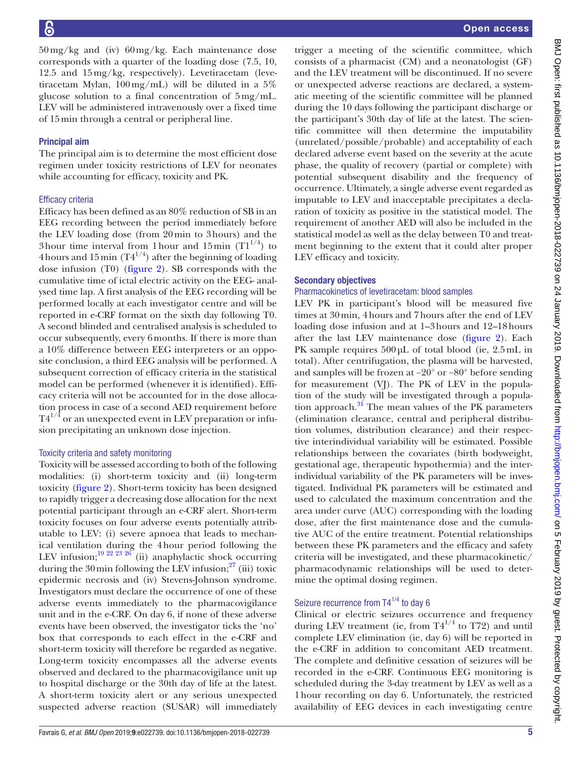50 mg/kg and (iv) 60 mg/kg. Each maintenance dose corresponds with a quarter of the loading dose (7.5, 10, 12.5 and 15 mg/kg, respectively). Levetiracetam (levetiracetam Mylan, 100 mg/mL) will be diluted in a 5% glucose solution to a final concentration of 5 mg/mL. LEV will be administered intravenously over a fixed time of 15 min through a central or peripheral line.

## Principal aim

The principal aim is to determine the most efficient dose regimen under toxicity restrictions of LEV for neonates while accounting for efficacy, toxicity and PK.

### Efficacy criteria

Efficacy has been defined as an 80% reduction of SB in an EEG recording between the period immediately before the LEV loading dose (from 20 min to 3 hours) and the 3 hour time interval from 1 hour and 15 min ($T1^{1/4}$) to 4 hours and 15 min ($T4^{1/4}$) after the beginning of loading dose infusion (T0) (figure 2). SB corresponds with the cumulative time of ictal electric activity on the EEG-analysed time lap. A first analysis of the EEG recording will be performed locally at each investigator centre and will be reported in e-CRF format on the sixth day following T0. A second blinded and centralised analysis is scheduled to occur subsequently, every 6 months. If there is more than a 10% difference between EEG interpreters or an opposite conclusion, a third EEG analysis will be performed. A subsequent correction of efficacy criteria in the statistical model can be performed (whenever it is identified). Efficacy criteria will not be accounted for in the dose allocation process in case of a second AED requirement before $T4^{1/4}$ or an unexpected event in LEV preparation or infusion precipitating an unknown dose injection.

### Toxicity criteria and safety monitoring

Toxicity will be assessed according to both of the following modalities: (i) short-term toxicity and (ii) long-term toxicity (figure 2). Short-term toxicity has been designed to rapidly trigger a decreasing dose allocation for the next potential participant through an e-CRF alert. Short-term toxicity focuses on four adverse events potentially attributable to LEV: (i) severe apnoea that leads to mechanical ventilation during the 4 hour period following the LEV infusion;[19 22 23 26] (ii) anaphylactic shock occurring during the 30 min following the LEV infusion;[27] (iii) toxic epidermic necrosis and (iv) Stevens-Johnson syndrome. Investigators must declare the occurrence of one of these adverse events immediately to the pharmacovigilance unit and in the e-CRF. On day 6, if none of these adverse events have been observed, the investigator ticks the 'no' box that corresponds to each effect in the e-CRF and short-term toxicity will therefore be regarded as negative. Long-term toxicity encompasses all the adverse events observed and declared to the pharmacovigilance unit up to hospital discharge or the 30th day of life at the latest. A short-term toxicity alert or any serious unexpected suspected adverse reaction (SUSAR) will immediately trigger a meeting of the scientific committee, which consists of a pharmacist (CM) and a neonatologist (GF) and the LEV treatment will be discontinued. If no severe or unexpected adverse reactions are declared, a systematic meeting of the scientific committee will be planned during the 10 days following the participant discharge or the participant's 30th day of life at the latest. The scientific committee will then determine the imputability (unrelated/possible/probable) and acceptability of each declared adverse event based on the severity at the acute phase, the quality of recovery (partial or complete) with potential subsequent disability and the frequency of occurrence. Ultimately, a single adverse event regarded as imputable to LEV and inacceptable precipitates a declaration of toxicity as positive in the statistical model. The requirement of another AED will also be included in the statistical model as well as the delay between T0 and treatment beginning to the extent that it could alter proper LEV efficacy and toxicity.

## Secondary objectives

### Pharmacokinetics of levetiracetam: blood samples

LEV PK in participant's blood will be measured five times at 30 min, 4 hours and 7 hours after the end of LEV loading dose infusion and at 1–3 hours and 12–18 hours after the last LEV maintenance dose (figure 2). Each PK sample requires 500 µL of total blood (ie, 2.5 mL in total). After centrifugation, the plasma will be harvested, and samples will be frozen at −20° or −80° before sending for measurement (VJ). The PK of LEV in the population of the study will be investigated through a population approach.[31] The mean values of the PK parameters (elimination clearance, central and peripheral distribution volumes, distribution clearance) and their respective interindividual variability will be estimated. Possible relationships between the covariates (birth bodyweight, gestational age, therapeutic hypothermia) and the interindividual variability of the PK parameters will be investigated. Individual PK parameters will be estimated and used to calculated the maximum concentration and the area under curve (AUC) corresponding with the loading dose, after the first maintenance dose and the cumulative AUC of the entire treatment. Potential relationships between these PK parameters and the efficacy and safety criteria will be investigated, and these pharmacokinetic/pharmacodynamic relationships will be used to determine the optimal dosing regimen.

### Seizure recurrence from $T4^{1/4}$ to day 6

Clinical or electric seizures occurrence and frequency during LEV treatment (ie, from $T4^{1/4}$ to T72) and until complete LEV elimination (ie, day 6) will be reported in the e-CRF in addition to concomitant AED treatment. The complete and definitive cessation of seizures will be recorded in the e-CRF. Continuous EEG monitoring is scheduled during the 3-day treatment by LEV as well as a 1 hour recording on day 6. Unfortunately, the restricted availability of EEG devices in each investigating centre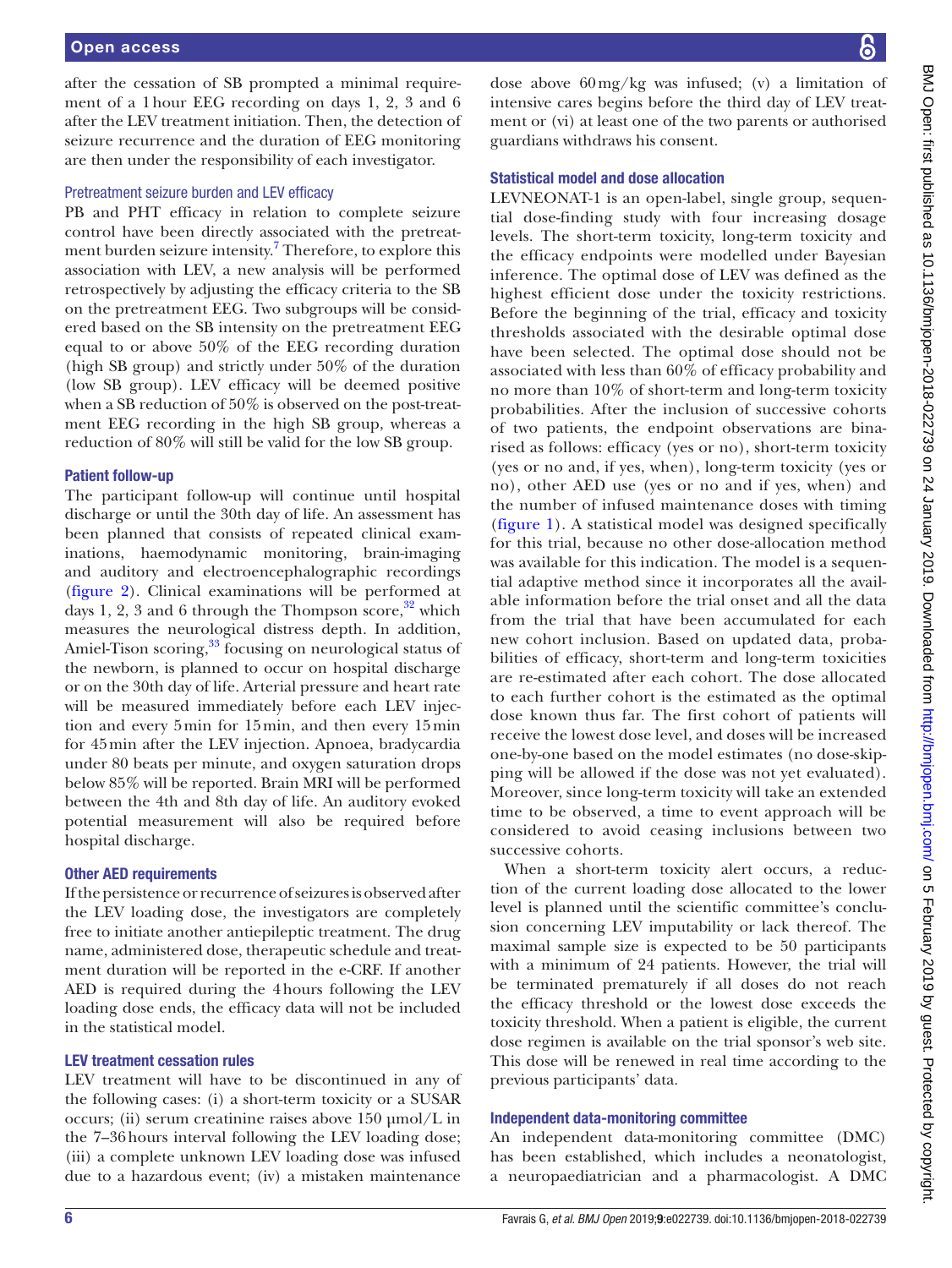after the cessation of SB prompted a minimal requirement of a 1 hour EEG recording on days 1, 2, 3 and 6 after the LEV treatment initiation. Then, the detection of seizure recurrence and the duration of EEG monitoring are then under the responsibility of each investigator.

### Pretreatment seizure burden and LEV efficacy

PB and PHT efficacy in relation to complete seizure control have been directly associated with the pretreatment burden seizure intensity.[7] Therefore, to explore this association with LEV, a new analysis will be performed retrospectively by adjusting the efficacy criteria to the SB on the pretreatment EEG. Two subgroups will be considered based on the SB intensity on the pretreatment EEG equal to or above 50% of the EEG recording duration (high SB group) and strictly under 50% of the duration (low SB group). LEV efficacy will be deemed positive when a SB reduction of 50% is observed on the post-treatment EEG recording in the high SB group, whereas a reduction of 80% will still be valid for the low SB group.

### Patient follow-up

The participant follow-up will continue until hospital discharge or until the 30th day of life. An assessment has been planned that consists of repeated clinical examinations, haemodynamic monitoring, brain-imaging and auditory and electroencephalographic recordings (figure 2). Clinical examinations will be performed at days 1, 2, 3 and 6 through the Thompson score,[32] which measures the neurological distress depth. In addition, Amiel-Tison scoring,[33] focusing on neurological status of the newborn, is planned to occur on hospital discharge or on the 30th day of life. Arterial pressure and heart rate will be measured immediately before each LEV injection and every 5 min for 15 min, and then every 15 min for 45 min after the LEV injection. Apnoea, bradycardia under 80 beats per minute, and oxygen saturation drops below 85% will be reported. Brain MRI will be performed between the 4th and 8th day of life. An auditory evoked potential measurement will also be required before hospital discharge.

### Other AED requirements

If the persistence or recurrence of seizures is observed after the LEV loading dose, the investigators are completely free to initiate another antiepileptic treatment. The drug name, administered dose, therapeutic schedule and treatment duration will be reported in the e-CRF. If another AED is required during the 4 hours following the LEV loading dose ends, the efficacy data will not be included in the statistical model.

### LEV treatment cessation rules

LEV treatment will have to be discontinued in any of the following cases: (i) a short-term toxicity or a SUSAR occurs; (ii) serum creatinine raises above 150 µmol/L in the 7–36 hours interval following the LEV loading dose; (iii) a complete unknown LEV loading dose was infused due to a hazardous event; (iv) a mistaken maintenance dose above 60 mg/kg was infused; (v) a limitation of intensive cares begins before the third day of LEV treatment or (vi) at least one of the two parents or authorised guardians withdraws his consent.

### Statistical model and dose allocation

LEVNEONAT-1 is an open-label, single group, sequential dose-finding study with four increasing dosage levels. The short-term toxicity, long-term toxicity and the efficacy endpoints were modelled under Bayesian inference. The optimal dose of LEV was defined as the highest efficient dose under the toxicity restrictions. Before the beginning of the trial, efficacy and toxicity thresholds associated with the desirable optimal dose have been selected. The optimal dose should not be associated with less than 60% of efficacy probability and no more than 10% of short-term and long-term toxicity probabilities. After the inclusion of successive cohorts of two patients, the endpoint observations are binarised as follows: efficacy (yes or no), short-term toxicity (yes or no and, if yes, when), long-term toxicity (yes or no), other AED use (yes or no and if yes, when) and the number of infused maintenance doses with timing (figure 1). A statistical model was designed specifically for this trial, because no other dose-allocation method was available for this indication. The model is a sequential adaptive method since it incorporates all the available information before the trial onset and all the data from the trial that have been accumulated for each new cohort inclusion. Based on updated data, probabilities of efficacy, short-term and long-term toxicities are re-estimated after each cohort. The dose allocated to each further cohort is the estimated as the optimal dose known thus far. The first cohort of patients will receive the lowest dose level, and doses will be increased one-by-one based on the model estimates (no dose-skipping will be allowed if the dose was not yet evaluated). Moreover, since long-term toxicity will take an extended time to be observed, a time to event approach will be considered to avoid ceasing inclusions between two successive cohorts.

When a short-term toxicity alert occurs, a reduction of the current loading dose allocated to the lower level is planned until the scientific committee's conclusion concerning LEV imputability or lack thereof. The maximal sample size is expected to be 50 participants with a minimum of 24 patients. However, the trial will be terminated prematurely if all doses do not reach the efficacy threshold or the lowest dose exceeds the toxicity threshold. When a patient is eligible, the current dose regimen is available on the trial sponsor's web site. This dose will be renewed in real time according to the previous participants' data.

### Independent data-monitoring committee

An independent data-monitoring committee (DMC) has been established, which includes a neonatologist, a neuropaediatrician and a pharmacologist. A DMC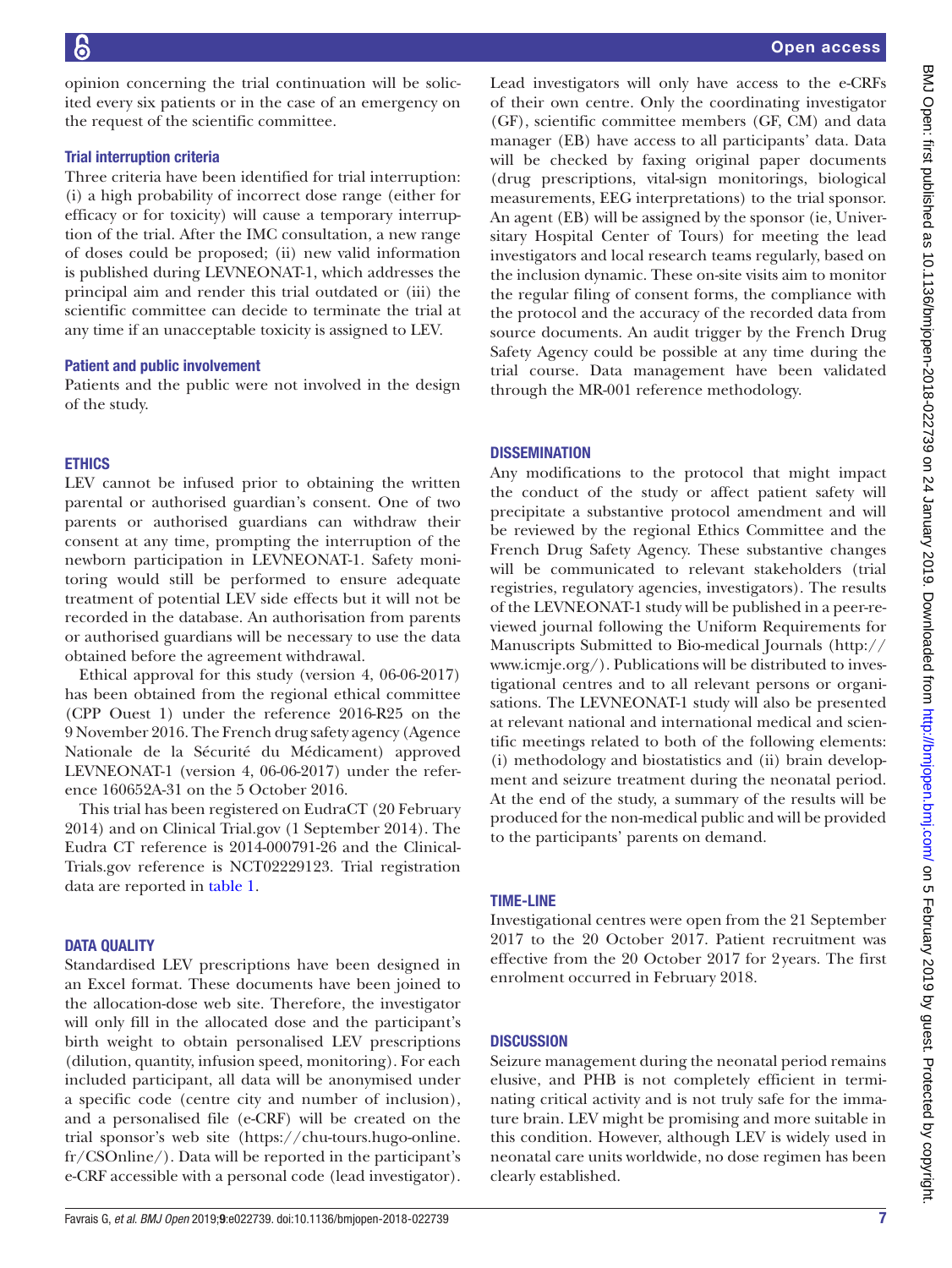opinion concerning the trial continuation will be solicited every six patients or in the case of an emergency on the request of the scientific committee.

### Trial interruption criteria

Three criteria have been identified for trial interruption: (i) a high probability of incorrect dose range (either for efficacy or for toxicity) will cause a temporary interruption of the trial. After the IMC consultation, a new range of doses could be proposed; (ii) new valid information is published during LEVNEONAT-1, which addresses the principal aim and render this trial outdated or (iii) the scientific committee can decide to terminate the trial at any time if an unacceptable toxicity is assigned to LEV.

### Patient and public involvement

Patients and the public were not involved in the design of the study.

## ETHICS

LEV cannot be infused prior to obtaining the written parental or authorised guardian's consent. One of two parents or authorised guardians can withdraw their consent at any time, prompting the interruption of the newborn participation in LEVNEONAT-1. Safety monitoring would still be performed to ensure adequate treatment of potential LEV side effects but it will not be recorded in the database. An authorisation from parents or authorised guardians will be necessary to use the data obtained before the agreement withdrawal.

Ethical approval for this study (version 4, 06-06-2017) has been obtained from the regional ethical committee (CPP Ouest 1) under the reference 2016-R25 on the 9 November 2016. The French drug safety agency (Agence Nationale de la Sécurité du Médicament) approved LEVNEONAT-1 (version 4, 06-06-2017) under the reference 160652A-31 on the 5 October 2016.

This trial has been registered on EudraCT (20 February 2014) and on Clinical Trial.gov (1 September 2014). The Eudra CT reference is 2014-000791-26 and the ClinicalTrials.gov reference is NCT02229123. Trial registration data are reported in table 1.

## DATA QUALITY

Standardised LEV prescriptions have been designed in an Excel format. These documents have been joined to the allocation-dose web site. Therefore, the investigator will only fill in the allocated dose and the participant's birth weight to obtain personalised LEV prescriptions (dilution, quantity, infusion speed, monitoring). For each included participant, all data will be anonymised under a specific code (centre city and number of inclusion), and a personalised file (e-CRF) will be created on the trial sponsor's web site (https://chu-tours.hugo-online.fr/CSOnline/). Data will be reported in the participant's e-CRF accessible with a personal code (lead investigator). Lead investigators will only have access to the e-CRFs of their own centre. Only the coordinating investigator (GF), scientific committee members (GF, CM) and data manager (EB) have access to all participants' data. Data will be checked by faxing original paper documents (drug prescriptions, vital-sign monitorings, biological measurements, EEG interpretations) to the trial sponsor. An agent (EB) will be assigned by the sponsor (ie, Universitary Hospital Center of Tours) for meeting the lead investigators and local research teams regularly, based on the inclusion dynamic. These on-site visits aim to monitor the regular filing of consent forms, the compliance with the protocol and the accuracy of the recorded data from source documents. An audit trigger by the French Drug Safety Agency could be possible at any time during the trial course. Data management have been validated through the MR-001 reference methodology.

## DISSEMINATION

Any modifications to the protocol that might impact the conduct of the study or affect patient safety will precipitate a substantive protocol amendment and will be reviewed by the regional Ethics Committee and the French Drug Safety Agency. These substantive changes will be communicated to relevant stakeholders (trial registries, regulatory agencies, investigators). The results of the LEVNEONAT-1 study will be published in a peer-reviewed journal following the Uniform Requirements for Manuscripts Submitted to Bio-medical Journals (http://www.icmje.org/). Publications will be distributed to investigational centres and to all relevant persons or organisations. The LEVNEONAT-1 study will also be presented at relevant national and international medical and scientific meetings related to both of the following elements: (i) methodology and biostatistics and (ii) brain development and seizure treatment during the neonatal period. At the end of the study, a summary of the results will be produced for the non-medical public and will be provided to the participants' parents on demand.

## TIME-LINE

Investigational centres were open from the 21 September 2017 to the 20 October 2017. Patient recruitment was effective from the 20 October 2017 for 2 years. The first enrolment occurred in February 2018.

## DISCUSSION

Seizure management during the neonatal period remains elusive, and PHB is not completely efficient in terminating critical activity and is not truly safe for the immature brain. LEV might be promising and more suitable in this condition. However, although LEV is widely used in neonatal care units worldwide, no dose regimen has been clearly established.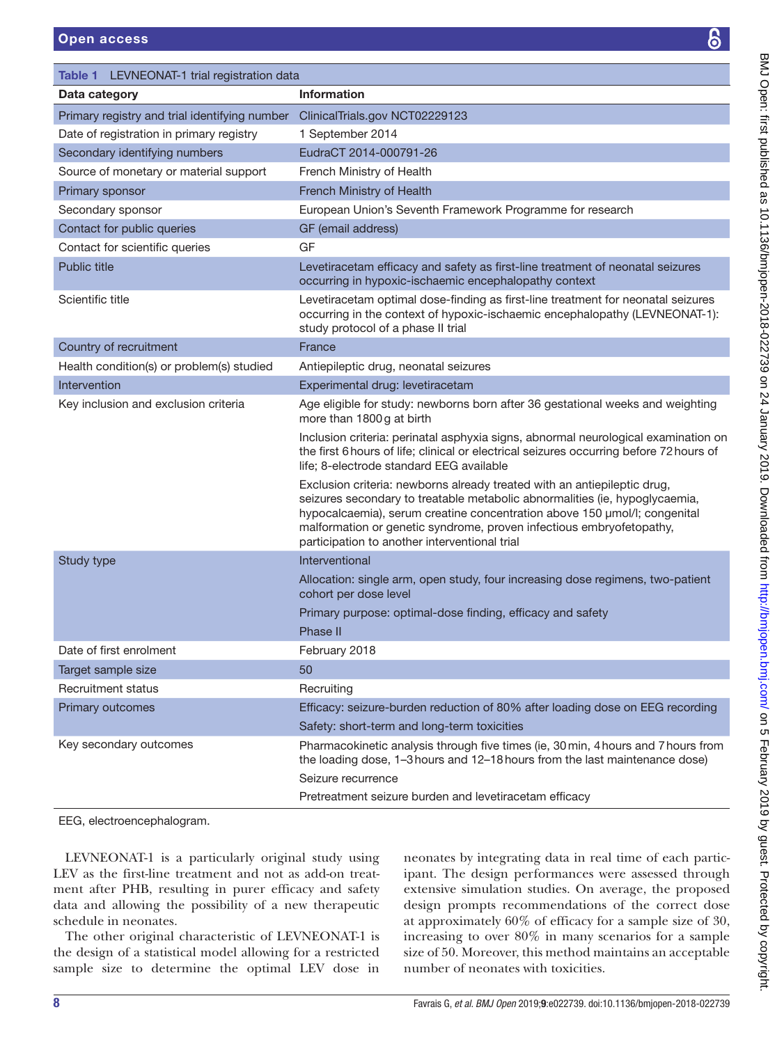**Table 1** LEVNEONAT-1 trial registration data

| Data category | Information |
|---|---|
| Primary registry and trial identifying number | ClinicalTrials.gov NCT02229123 |
| Date of registration in primary registry | 1 September 2014 |
| Secondary identifying numbers | EudraCT 2014-000791-26 |
| Source of monetary or material support | French Ministry of Health |
| Primary sponsor | French Ministry of Health |
| Secondary sponsor | European Union's Seventh Framework Programme for research |
| Contact for public queries | GF (email address) |
| Contact for scientific queries | GF |
| Public title | Levetiracetam efficacy and safety as first-line treatment of neonatal seizures occurring in hypoxic-ischaemic encephalopathy context |
| Scientific title | Levetiracetam optimal dose-finding as first-line treatment for neonatal seizures occurring in the context of hypoxic-ischaemic encephalopathy (LEVNEONAT-1): study protocol of a phase II trial |
| Country of recruitment | France |
| Health condition(s) or problem(s) studied | Antiepileptic drug, neonatal seizures |
| Intervention | Experimental drug: levetiracetam |
| Key inclusion and exclusion criteria | Age eligible for study: newborns born after 36 gestational weeks and weighting more than 1800 g at birth |
| | Inclusion criteria: perinatal asphyxia signs, abnormal neurological examination on the first 6 hours of life; clinical or electrical seizures occurring before 72 hours of life; 8-electrode standard EEG available |
| | Exclusion criteria: newborns already treated with an antiepileptic drug, seizures secondary to treatable metabolic abnormalities (ie, hypoglycaemia, hypocalcaemia), serum creatine concentration above 150 µmol/l; congenital malformation or genetic syndrome, proven infectious embryofetopathy, participation to another interventional trial |
| Study type | Interventional |
| | Allocation: single arm, open study, four increasing dose regimens, two-patient cohort per dose level |
| | Primary purpose: optimal-dose finding, efficacy and safety |
| | Phase II |
| Date of first enrolment | February 2018 |
| Target sample size | 50 |
| Recruitment status | Recruiting |
| Primary outcomes | Efficacy: seizure-burden reduction of 80% after loading dose on EEG recording |
| | Safety: short-term and long-term toxicities |
| Key secondary outcomes | Pharmacokinetic analysis through five times (ie, 30 min, 4 hours and 7 hours from the loading dose, 1–3 hours and 12–18 hours from the last maintenance dose) |
| | Seizure recurrence |
| | Pretreatment seizure burden and levetiracetam efficacy |

EEG, electroencephalogram.

LEVNEONAT-1 is a particularly original study using LEV as the first-line treatment and not as add-on treatment after PHB, resulting in purer efficacy and safety data and allowing the possibility of a new therapeutic schedule in neonates.

The other original characteristic of LEVNEONAT-1 is the design of a statistical model allowing for a restricted sample size to determine the optimal LEV dose in neonates by integrating data in real time of each participant. The design performances were assessed through extensive simulation studies. On average, the proposed design prompts recommendations of the correct dose at approximately 60% of efficacy for a sample size of 30, increasing to over 80% in many scenarios for a sample size of 50. Moreover, this method maintains an acceptable number of neonates with toxicities.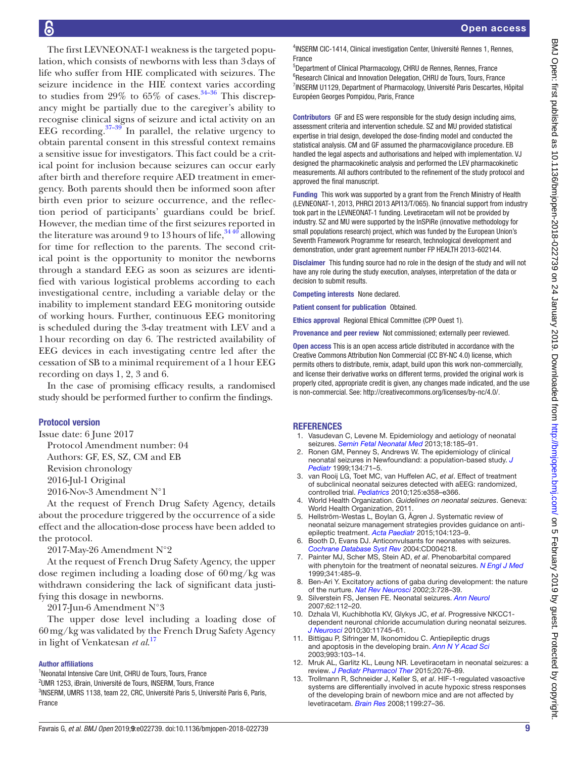The first LEVNEONAT-1 weakness is the targeted population, which consists of newborns with less than 3 days of life who suffer from HIE complicated with seizures. The seizure incidence in the HIE context varies according to studies from 29% to 65% of cases.[34–36] This discrepancy might be partially due to the caregiver's ability to recognise clinical signs of seizure and ictal activity on an EEG recording.[37–39] In parallel, the relative urgency to obtain parental consent in this stressful context remains a sensitive issue for investigators. This fact could be a critical point for inclusion because seizures can occur early after birth and therefore require AED treatment in emergency. Both parents should then be informed soon after birth even prior to seizure occurrence, and the reflection period of participants' guardians could be brief. However, the median time of the first seizures reported in the literature was around 9 to 13 hours of life,[34 40] allowing for time for reflection to the parents. The second critical point is the opportunity to monitor the newborns through a standard EEG as soon as seizures are identified with various logistical problems according to each investigational centre, including a variable delay or the inability to implement standard EEG monitoring outside of working hours. Further, continuous EEG monitoring is scheduled during the 3-day treatment with LEV and a 1 hour recording on day 6. The restricted availability of EEG devices in each investigating centre led after the cessation of SB to a minimal requirement of a 1 hour EEG recording on days 1, 2, 3 and 6.

In the case of promising efficacy results, a randomised study should be performed further to confirm the findings.

## Protocol version

Issue date: 6 June 2017

Protocol Amendment number: 04

Authors: GF, ES, SZ, CM and EB

Revision chronology

2016-Jul-1 Original

2016-Nov-3 Amendment N°1

At the request of French Drug Safety Agency, details about the procedure triggered by the occurrence of a side effect and the allocation-dose process have been added to the protocol.

2017-May-26 Amendment N°2

At the request of French Drug Safety Agency, the upper dose regimen including a loading dose of 60 mg/kg was withdrawn considering the lack of significant data justifying this dosage in newborns.

2017-Jun-6 Amendment N°3

The upper dose level including a loading dose of 60 mg/kg was validated by the French Drug Safety Agency in light of Venkatesan *et al*.[17]

### Author affiliations

[1]Neonatal Intensive Care Unit, CHRU de Tours, Tours, France
[2]UMR 1253, iBrain, Université de Tours, INSERM, Tours, France
[3]INSERM, UMRS 1138, team 22, CRC, Université Paris 5, Université Paris 6, Paris, France
[4]INSERM CIC-1414, Clinical investigation Center, Université Rennes 1, Rennes, France
[5]Department of Clinical Pharmacology, CHRU de Rennes, Rennes, France
[6]Research Clinical and Innovation Delegation, CHRU de Tours, Tours, France
[7]INSERM U1129, Department of Pharmacology, Université Paris Descartes, Hôpital Européen Georges Pompidou, Paris, France

**Contributors** GF and ES were responsible for the study design including aims, assessment criteria and intervention schedule. SZ and MU provided statistical expertise in trial design, developed the dose-finding model and conducted the statistical analysis. CM and GF assumed the pharmacovigilance procedure. EB handled the legal aspects and authorisations and helped with implementation. VJ designed the pharmacokinetic analysis and performed the LEV pharmacokinetic measurements. All authors contributed to the refinement of the study protocol and approved the final manuscript.

**Funding** This work was supported by a grant from the French Ministry of Health (LEVNEONAT-1, 2013, PHRCI 2013 API13/T/065). No financial support from industry took part in the LEVNEONAT-1 funding. Levetiracetam will not be provided by industry. SZ and MU were supported by the InSPiRe (innovative methodology for small populations research) project, which was funded by the European Union's Seventh Framework Programme for research, technological development and demonstration, under grant agreement number FP HEALTH 2013-602144.

**Disclaimer** This funding source had no role in the design of the study and will not have any role during the study execution, analyses, interpretation of the data or decision to submit results.

**Competing interests** None declared.

**Patient consent for publication** Obtained.

**Ethics approval** Regional Ethical Committee (CPP Ouest 1).

**Provenance and peer review** Not commissioned; externally peer reviewed.

**Open access** This is an open access article distributed in accordance with the Creative Commons Attribution Non Commercial (CC BY-NC 4.0) license, which permits others to distribute, remix, adapt, build upon this work non-commercially, and license their derivative works on different terms, provided the original work is properly cited, appropriate credit is given, any changes made indicated, and the use is non-commercial. See: http://creativecommons.org/licenses/by-nc/4.0/.

## REFERENCES

1. Vasudevan C, Levene M. Epidemiology and aetiology of neonatal seizures. *Semin Fetal Neonatal Med* 2013;18:185–91.
2. Ronen GM, Penney S, Andrews W. The epidemiology of clinical neonatal seizures in Newfoundland: a population-based study. *J Pediatr* 1999;134:71–5.
3. van Rooij LG, Toet MC, van Huffelen AC, *et al*. Effect of treatment of subclinical neonatal seizures detected with aEEG: randomized, controlled trial. *Pediatrics* 2010;125:e358–e366.
4. World Health Organization. *Guidelines on neonatal seizures*. Geneva: World Health Organization, 2011.
5. Hellström-Westas L, Boylan G, Ågren J. Systematic review of neonatal seizure management strategies provides guidance on anti-epileptic treatment. *Acta Paediatr* 2015;104:123–9.
6. Booth D, Evans DJ. Anticonvulsants for neonates with seizures. *Cochrane Database Syst Rev* 2004:CD004218.
7. Painter MJ, Scher MS, Stein AD, *et al*. Phenobarbital compared with phenytoin for the treatment of neonatal seizures. *N Engl J Med* 1999;341:485–9.
8. Ben-Ari Y. Excitatory actions of gaba during development: the nature of the nurture. *Nat Rev Neurosci* 2002;3:728–39.
9. Silverstein FS, Jensen FE. Neonatal seizures. *Ann Neurol* 2007;62:112–20.
10. Dzhala VI, Kuchibhotla KV, Glykys JC, *et al*. Progressive NKCC1-dependent neuronal chloride accumulation during neonatal seizures. *J Neurosci* 2010;30:11745–61.
11. Bittigau P, Sifringer M, Ikonomidou C. Antiepileptic drugs and apoptosis in the developing brain. *Ann N Y Acad Sci* 2003;993:103–14.
12. Mruk AL, Garlitz KL, Leung NR. Levetiracetam in neonatal seizures: a review. *J Pediatr Pharmacol Ther* 2015;20:76–89.
13. Trollmann R, Schneider J, Keller S, *et al*. HIF-1-regulated vasoactive systems are differentially involved in acute hypoxic stress responses of the developing brain of newborn mice and are not affected by levetiracetam. *Brain Res* 2008;1199:27–36.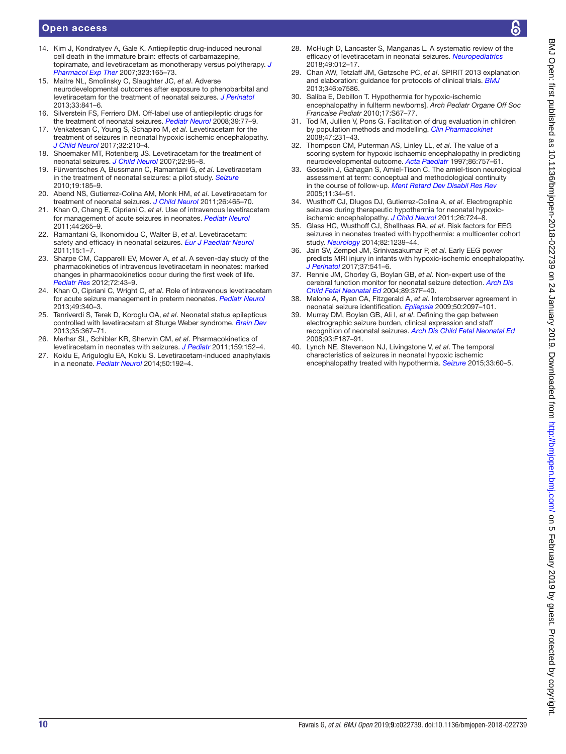14. Kim J, Kondratyev A, Gale K. Antiepileptic drug-induced neuronal cell death in the immature brain: effects of carbamazepine, topiramate, and levetiracetam as monotherapy versus polytherapy. *J Pharmacol Exp Ther* 2007;323:165–73.
15. Maitre NL, Smolinsky C, Slaughter JC, *et al*. Adverse neurodevelopmental outcomes after exposure to phenobarbital and levetiracetam for the treatment of neonatal seizures. *J Perinatol* 2013;33:841–6.
16. Silverstein FS, Ferriero DM. Off-label use of antiepileptic drugs for the treatment of neonatal seizures. *Pediatr Neurol* 2008;39:77–9.
17. Venkatesan C, Young S, Schapiro M, *et al*. Levetiracetam for the treatment of seizures in neonatal hypoxic ischemic encephalopathy. *J Child Neurol* 2017;32:210–4.
18. Shoemaker MT, Rotenberg JS. Levetiracetam for the treatment of neonatal seizures. *J Child Neurol* 2007;22:95–8.
19. Fürwentsches A, Bussmann C, Ramantani G, *et al*. Levetiracetam in the treatment of neonatal seizures: a pilot study. *Seizure* 2010;19:185–9.
20. Abend NS, Gutierrez-Colina AM, Monk HM, *et al*. Levetiracetam for treatment of neonatal seizures. *J Child Neurol* 2011;26:465–70.
21. Khan O, Chang E, Cipriani C, *et al*. Use of intravenous levetiracetam for management of acute seizures in neonates. *Pediatr Neurol* 2011;44:265–9.
22. Ramantani G, Ikonomidou C, Walter B, *et al*. Levetiracetam: safety and efficacy in neonatal seizures. *Eur J Paediatr Neurol* 2011;15:1–7.
23. Sharpe CM, Capparelli EV, Mower A, *et al*. A seven-day study of the pharmacokinetics of intravenous levetiracetam in neonates: marked changes in pharmacokinetics occur during the first week of life. *Pediatr Res* 2012;72:43–9.
24. Khan O, Cipriani C, Wright C, *et al*. Role of intravenous levetiracetam for acute seizure management in preterm neonates. *Pediatr Neurol* 2013;49:340–3.
25. Tanriverdi S, Terek D, Koroglu OA, *et al*. Neonatal status epilepticus controlled with levetiracetam at Sturge Weber syndrome. *Brain Dev* 2013;35:367–71.
26. Merhar SL, Schibler KR, Sherwin CM, *et al*. Pharmacokinetics of levetiracetam in neonates with seizures. *J Pediatr* 2011;159:152–4.
27. Koklu E, Ariguloglu EA, Koklu S. Levetiracetam-induced anaphylaxis in a neonate. *Pediatr Neurol* 2014;50:192–4.
28. McHugh D, Lancaster S, Manganas L. A systematic review of the efficacy of levetiracetam in neonatal seizures. *Neuropediatrics* 2018;49:012–17.
29. Chan AW, Tetzlaff JM, Gøtzsche PC, *et al*. SPIRIT 2013 explanation and elaboration: guidance for protocols of clinical trials. *BMJ* 2013;346:e7586.
30. Saliba E, Debillon T. Hypothermia for hypoxic-ischemic encephalopathy in fullterm newborns]. *Arch Pediatr Organe Off Soc Francaise Pediatr* 2010;17:S67–77.
31. Tod M, Jullien V, Pons G. Facilitation of drug evaluation in children by population methods and modelling. *Clin Pharmacokinet* 2008;47:231–43.
32. Thompson CM, Puterman AS, Linley LL, *et al*. The value of a scoring system for hypoxic ischaemic encephalopathy in predicting neurodevelopmental outcome. *Acta Paediatr* 1997;86:757–61.
33. Gosselin J, Gahagan S, Amiel-Tison C. The amiel-tison neurological assessment at term: conceptual and methodological continuity in the course of follow-up. *Ment Retard Dev Disabil Res Rev* 2005;11:34–51.
34. Wusthoff CJ, Dlugos DJ, Gutierrez-Colina A, *et al*. Electrographic seizures during therapeutic hypothermia for neonatal hypoxic-ischemic encephalopathy. *J Child Neurol* 2011;26:724–8.
35. Glass HC, Wusthoff CJ, Shellhaas RA, *et al*. Risk factors for EEG seizures in neonates treated with hypothermia: a multicenter cohort study. *Neurology* 2014;82:1239–44.
36. Jain SV, Zempel JM, Srinivasakumar P, *et al*. Early EEG power predicts MRI injury in infants with hypoxic-ischemic encephalopathy. *J Perinatol* 2017;37:541–6.
37. Rennie JM, Chorley G, Boylan GB, *et al*. Non-expert use of the cerebral function monitor for neonatal seizure detection. *Arch Dis Child Fetal Neonatal Ed* 2004;89:37F–40.
38. Malone A, Ryan CA, Fitzgerald A, *et al*. Interobserver agreement in neonatal seizure identification. *Epilepsia* 2009;50:2097–101.
39. Murray DM, Boylan GB, Ali I, *et al*. Defining the gap between electrographic seizure burden, clinical expression and staff recognition of neonatal seizures. *Arch Dis Child Fetal Neonatal Ed* 2008;93:F187–91.
40. Lynch NE, Stevenson NJ, Livingstone V, *et al*. The temporal characteristics of seizures in neonatal hypoxic ischemic encephalopathy treated with hypothermia. *Seizure* 2015;33:60–5.